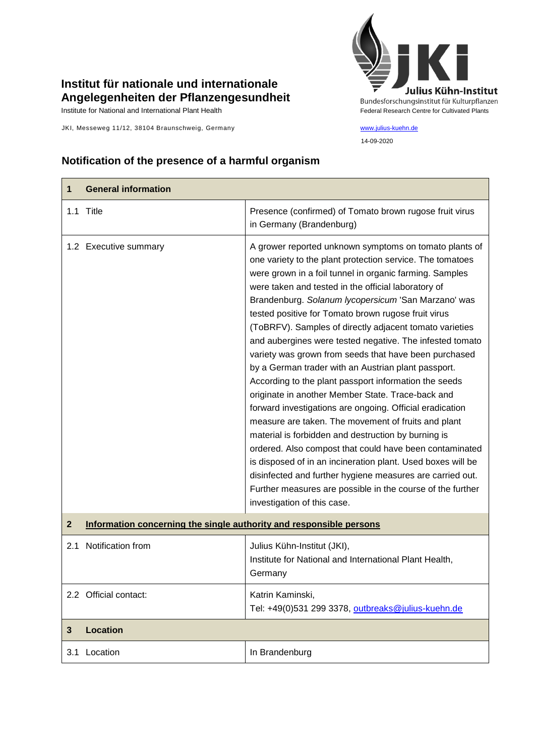# Institut für nationale und internationale Angelegenheiten der Pflanzengesundheit

Institute for National and International Plant Health

JKI, Messeweg 11/12, 38104 Braunschweig, Germany

Julius Kühn-Institut
Bundesforschungsinstitut für Kulturpflanzen
Federal Research Centre for Cultivated Plants

www.julius-kuehn.de

14-09-2020

## Notification of the presence of a harmful organism

| 1 General information | |
|---|---|
| 1.1 Title | Presence (confirmed) of Tomato brown rugose fruit virus in Germany (Brandenburg) |
| 1.2 Executive summary | A grower reported unknown symptoms on tomato plants of one variety to the plant protection service. The tomatoes were grown in a foil tunnel in organic farming. Samples were taken and tested in the official laboratory of Brandenburg. *Solanum lycopersicum* 'San Marzano' was tested positive for Tomato brown rugose fruit virus (ToBRFV). Samples of directly adjacent tomato varieties and aubergines were tested negative. The infested tomato variety was grown from seeds that have been purchased by a German trader with an Austrian plant passport. According to the plant passport information the seeds originate in another Member State. Trace-back and forward investigations are ongoing. Official eradication measure are taken. The movement of fruits and plant material is forbidden and destruction by burning is ordered. Also compost that could have been contaminated is disposed of in an incineration plant. Used boxes will be disinfected and further hygiene measures are carried out. Further measures are possible in the course of the further investigation of this case. |
| **2 Information concerning the single authority and responsible persons** | |
| 2.1 Notification from | Julius Kühn-Institut (JKI), Institute for National and International Plant Health, Germany |
| 2.2 Official contact: | Katrin Kaminski, Tel: +49(0)531 299 3378, outbreaks@julius-kuehn.de |
| **3 Location** | |
| 3.1 Location | In Brandenburg |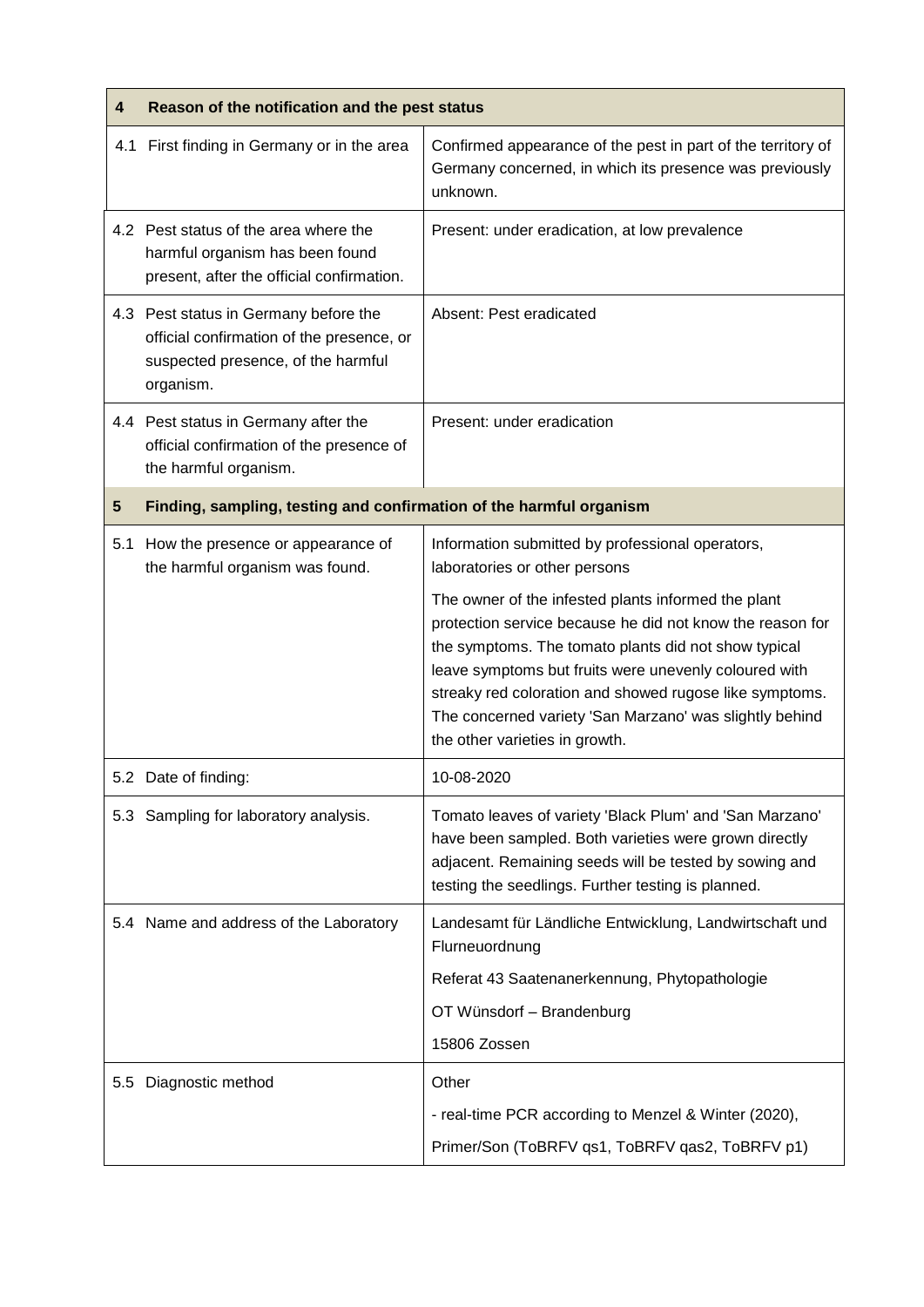| 4 | Reason of the notification and the pest status |
|---|---|
| 4.1 First finding in Germany or in the area | Confirmed appearance of the pest in part of the territory of Germany concerned, in which its presence was previously unknown. |
| 4.2 Pest status of the area where the harmful organism has been found present, after the official confirmation. | Present: under eradication, at low prevalence |
| 4.3 Pest status in Germany before the official confirmation of the presence, or suspected presence, of the harmful organism. | Absent: Pest eradicated |
| 4.4 Pest status in Germany after the official confirmation of the presence of the harmful organism. | Present: under eradication |

| 5 | Finding, sampling, testing and confirmation of the harmful organism |
|---|---|
| 5.1 How the presence or appearance of the harmful organism was found. | Information submitted by professional operators, laboratories or other persons<br><br>The owner of the infested plants informed the plant protection service because he did not know the reason for the symptoms. The tomato plants did not show typical leave symptoms but fruits were unevenly coloured with streaky red coloration and showed rugose like symptoms. The concerned variety 'San Marzano' was slightly behind the other varieties in growth. |
| 5.2 Date of finding: | 10-08-2020 |
| 5.3 Sampling for laboratory analysis. | Tomato leaves of variety 'Black Plum' and 'San Marzano' have been sampled. Both varieties were grown directly adjacent. Remaining seeds will be tested by sowing and testing the seedlings. Further testing is planned. |
| 5.4 Name and address of the Laboratory | Landesamt für Ländliche Entwicklung, Landwirtschaft und Flurneuordnung<br><br>Referat 43 Saatenanerkennung, Phytopathologie<br><br>OT Wünsdorf – Brandenburg<br><br>15806 Zossen |
| 5.5 Diagnostic method | Other<br><br>- real-time PCR according to Menzel & Winter (2020),<br><br>Primer/Son (ToBRFV qs1, ToBRFV qas2, ToBRFV p1) |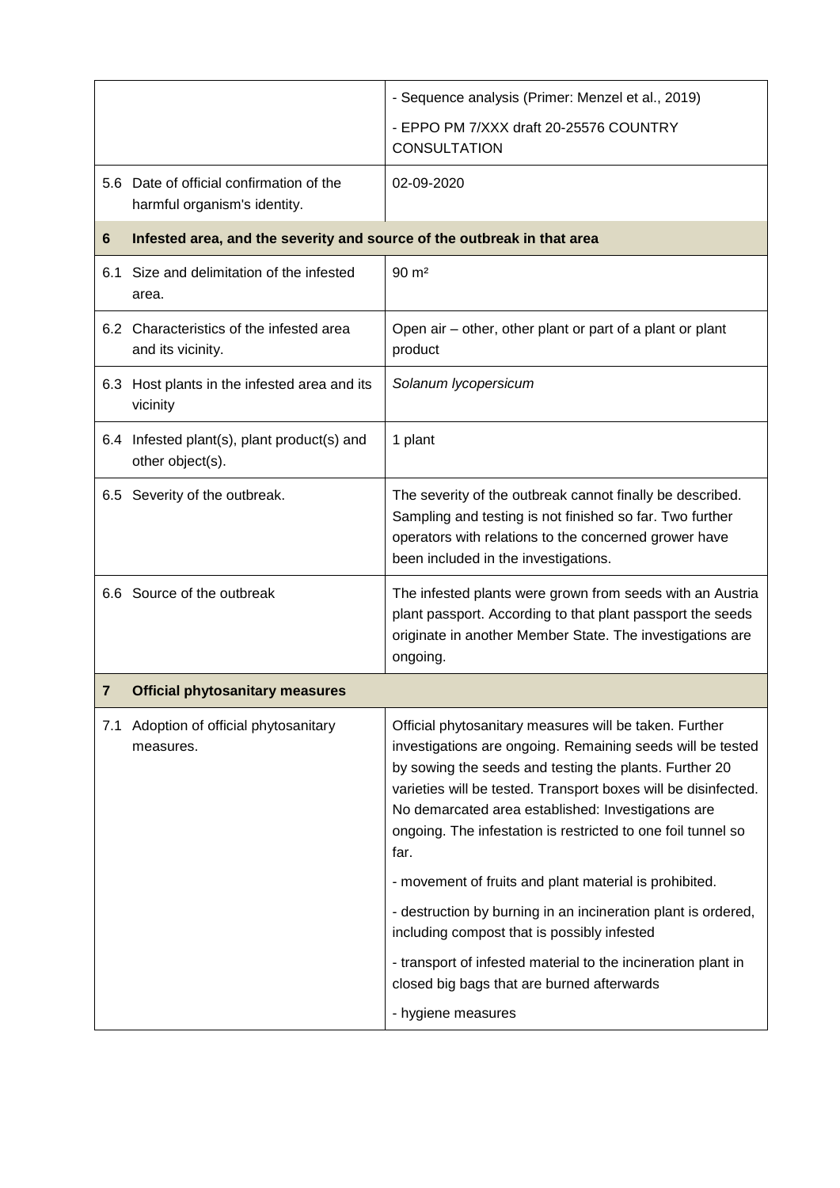| | |
|---|---|
| | - Sequence analysis (Primer: Menzel et al., 2019)<br>- EPPO PM 7/XXX draft 20-25576 COUNTRY CONSULTATION |
| 5.6 Date of official confirmation of the harmful organism's identity. | 02-09-2020 |
| **6 Infested area, and the severity and source of the outbreak in that area** | |
| 6.1 Size and delimitation of the infested area. | 90 m² |
| 6.2 Characteristics of the infested area and its vicinity. | Open air – other, other plant or part of a plant or plant product |
| 6.3 Host plants in the infested area and its vicinity | *Solanum lycopersicum* |
| 6.4 Infested plant(s), plant product(s) and other object(s). | 1 plant |
| 6.5 Severity of the outbreak. | The severity of the outbreak cannot finally be described. Sampling and testing is not finished so far. Two further operators with relations to the concerned grower have been included in the investigations. |
| 6.6 Source of the outbreak | The infested plants were grown from seeds with an Austria plant passport. According to that plant passport the seeds originate in another Member State. The investigations are ongoing. |
| **7 Official phytosanitary measures** | |
| 7.1 Adoption of official phytosanitary measures. | Official phytosanitary measures will be taken. Further investigations are ongoing. Remaining seeds will be tested by sowing the seeds and testing the plants. Further 20 varieties will be tested. Transport boxes will be disinfected. No demarcated area established: Investigations are ongoing. The infestation is restricted to one foil tunnel so far.<br>- movement of fruits and plant material is prohibited.<br>- destruction by burning in an incineration plant is ordered, including compost that is possibly infested<br>- transport of infested material to the incineration plant in closed big bags that are burned afterwards<br>- hygiene measures |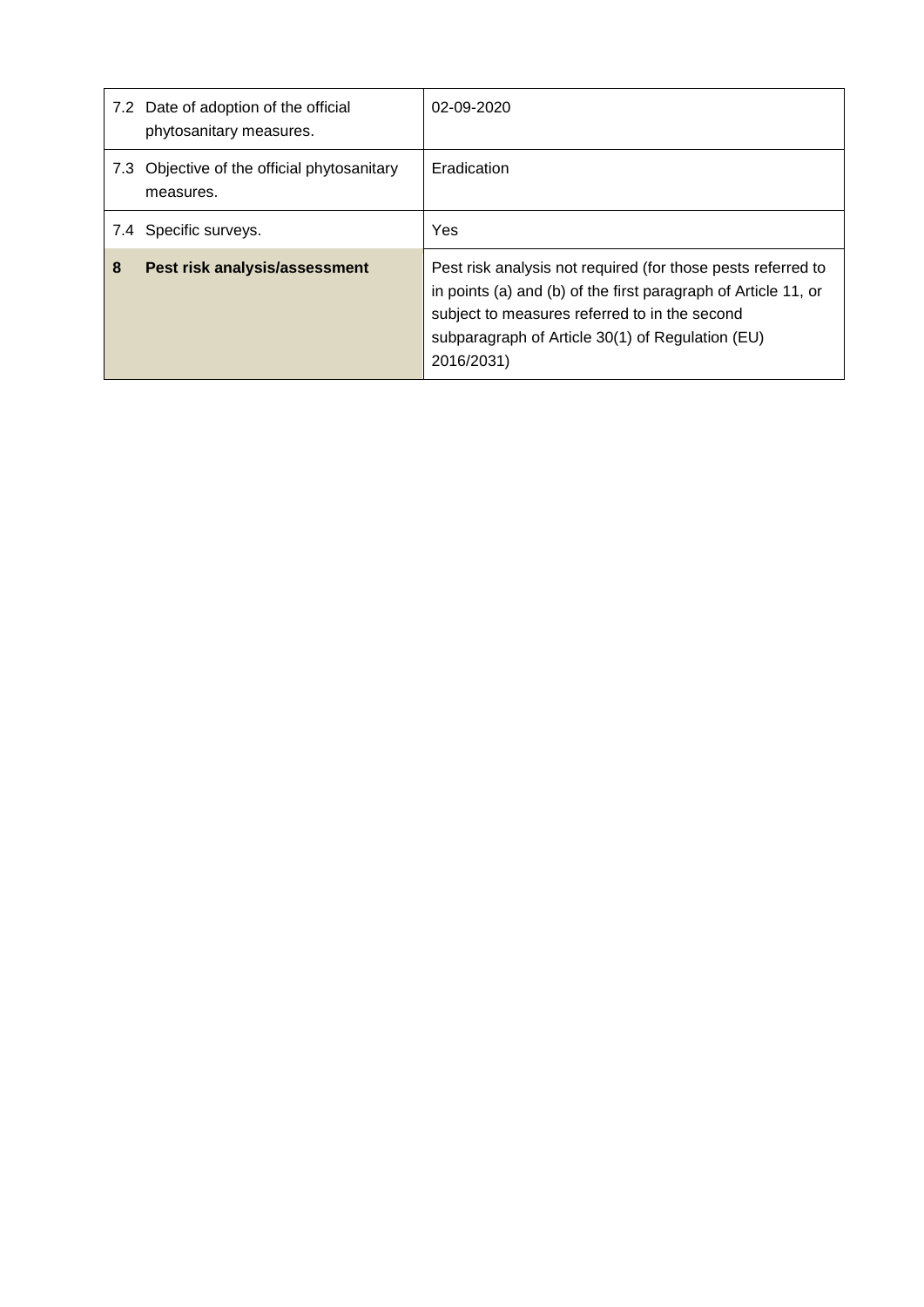| | |
|---|---|
| 7.2 Date of adoption of the official phytosanitary measures. | 02-09-2020 |
| 7.3 Objective of the official phytosanitary measures. | Eradication |
| 7.4 Specific surveys. | Yes |
| **8 Pest risk analysis/assessment** | Pest risk analysis not required (for those pests referred to in points (a) and (b) of the first paragraph of Article 11, or subject to measures referred to in the second subparagraph of Article 30(1) of Regulation (EU) 2016/2031) |